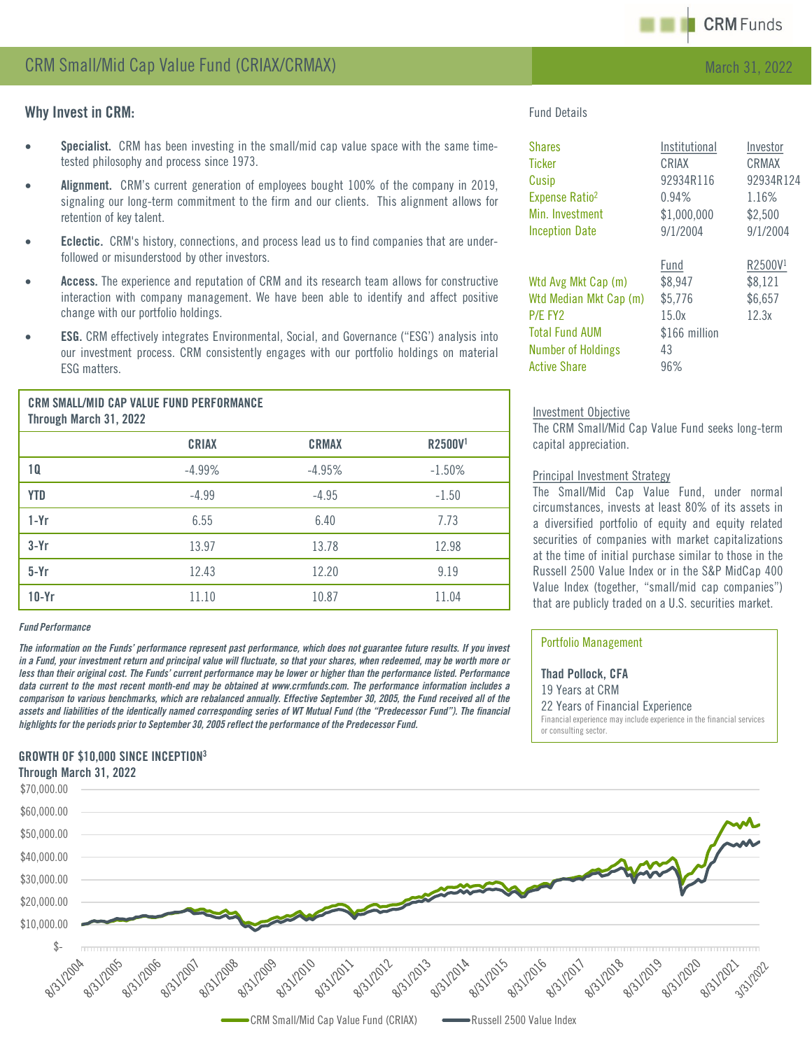# CRM Small/Mid Cap Value Fund (CRIAX/CRMAX)

March 31, 2022

## Why Invest in CRM:

- **Specialist.** CRM has been investing in the small/mid cap value space with the same time-tested philosophy and process since 1973.
- **Alignment.** CRM's current generation of employees bought 100% of the company in 2019, signaling our long-term commitment to the firm and our clients. This alignment allows for retention of key talent.
- **Eclectic.** CRM's history, connections, and process lead us to find companies that are under-followed or misunderstood by other investors.
- **Access.** The experience and reputation of CRM and its research team allows for constructive interaction with company management. We have been able to identify and affect positive change with our portfolio holdings.
- **ESG.** CRM effectively integrates Environmental, Social, and Governance ("ESG') analysis into our investment process. CRM consistently engages with our portfolio holdings on material ESG matters.

### CRM SMALL/MID CAP VALUE FUND PERFORMANCE
Through March 31, 2022

| | CRIAX | CRMAX | R2500V[1] |
|---|---|---|---|
| 1Q | -4.99% | -4.95% | -1.50% |
| YTD | -4.99 | -4.95 | -1.50 |
| 1-Yr | 6.55 | 6.40 | 7.73 |
| 3-Yr | 13.97 | 13.78 | 12.98 |
| 5-Yr | 12.43 | 12.20 | 9.19 |
| 10-Yr | 11.10 | 10.87 | 11.04 |

*Fund Performance*

***The information on the Funds' performance represent past performance, which does not guarantee future results. If you invest in a Fund, your investment return and principal value will fluctuate, so that your shares, when redeemed, may be worth more or less than their original cost. The Funds' current performance may be lower or higher than the performance listed. Performance data current to the most recent month-end may be obtained at www.crmfunds.com. The performance information includes a comparison to various benchmarks, which are rebalanced annually. Effective September 30, 2005, the Fund received all of the assets and liabilities of the identically named corresponding series of WT Mutual Fund (the "Predecessor Fund"). The financial highlights for the periods prior to September 30, 2005 reflect the performance of the Predecessor Fund.***

### Fund Details

| Shares | Institutional | Investor |
|---|---|---|
| Ticker | CRIAX | CRMAX |
| Cusip | 92934R116 | 92934R124 |
| Expense Ratio[2] | 0.94% | 1.16% |
| Min. Investment | $1,000,000 | $2,500 |
| Inception Date | 9/1/2004 | 9/1/2004 |

| | Fund | R2500V[1] |
|---|---|---|
| Wtd Avg Mkt Cap (m) | $8,947 | $8,121 |
| Wtd Median Mkt Cap (m) | $5,776 | $6,657 |
| P/E FY2 | 15.0x | 12.3x |
| Total Fund AUM | $166 million | |
| Number of Holdings | 43 | |
| Active Share | 96% | |

#### Investment Objective

The CRM Small/Mid Cap Value Fund seeks long-term capital appreciation.

#### Principal Investment Strategy

The Small/Mid Cap Value Fund, under normal circumstances, invests at least 80% of its assets in a diversified portfolio of equity and equity related securities of companies with market capitalizations at the time of initial purchase similar to those in the Russell 2500 Value Index or in the S&P MidCap 400 Value Index (together, "small/mid cap companies") that are publicly traded on a U.S. securities market.

#### Portfolio Management

**Thad Pollock, CFA**
19 Years at CRM
22 Years of Financial Experience
Financial experience may include experience in the financial services or consulting sector.

### GROWTH OF $10,000 SINCE INCEPTION[3]
Through March 31, 2022

Legend: CRM Small/Mid Cap Value Fund (CRIAX) — Russell 2500 Value Index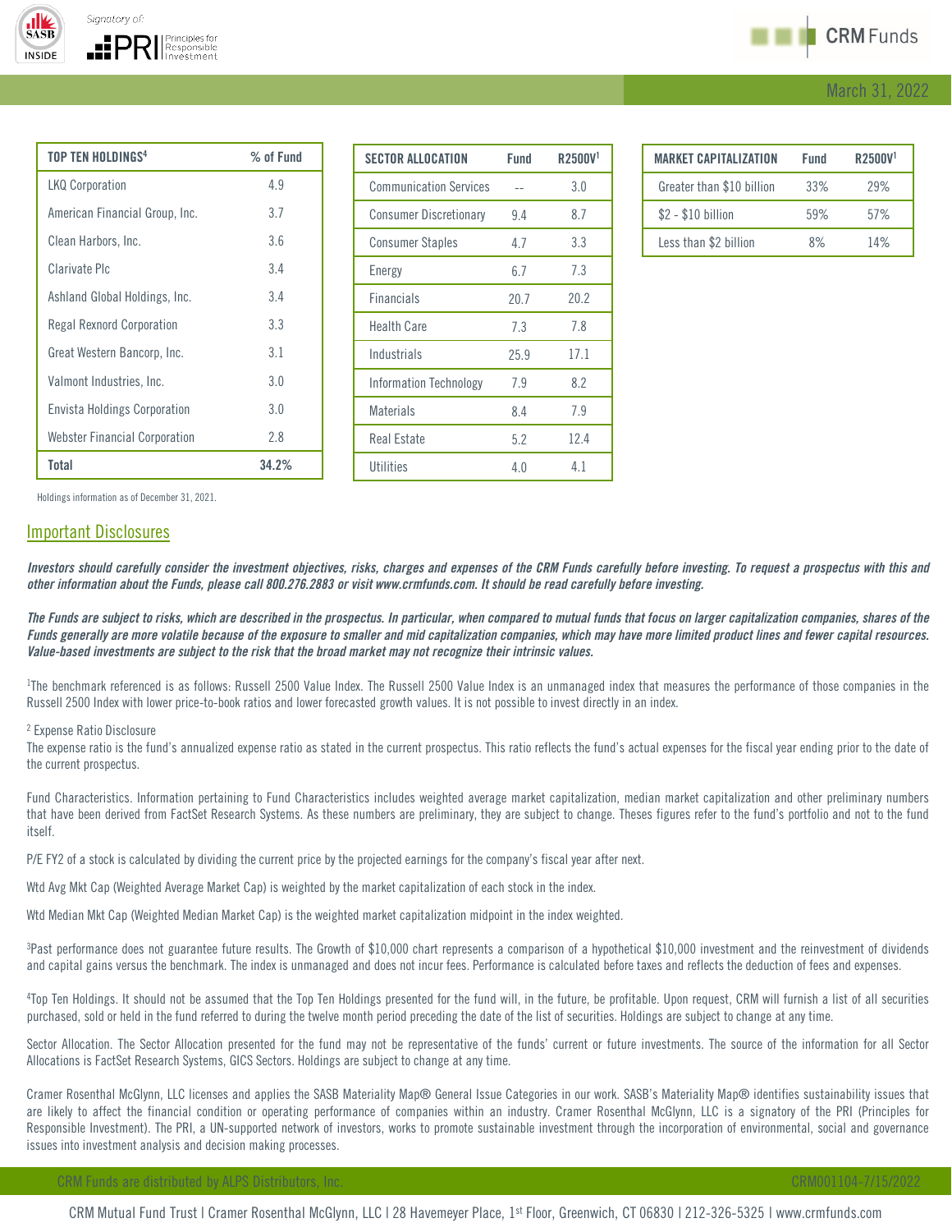March 31, 2022

| TOP TEN HOLDINGS[4] | % of Fund |
|---|---|
| LKQ Corporation | 4.9 |
| American Financial Group, Inc. | 3.7 |
| Clean Harbors, Inc. | 3.6 |
| Clarivate Plc | 3.4 |
| Ashland Global Holdings, Inc. | 3.4 |
| Regal Rexnord Corporation | 3.3 |
| Great Western Bancorp, Inc. | 3.1 |
| Valmont Industries, Inc. | 3.0 |
| Envista Holdings Corporation | 3.0 |
| Webster Financial Corporation | 2.8 |
| **Total** | **34.2%** |

| SECTOR ALLOCATION | Fund | R2500V[1] |
|---|---|---|
| Communication Services | -- | 3.0 |
| Consumer Discretionary | 9.4 | 8.7 |
| Consumer Staples | 4.7 | 3.3 |
| Energy | 6.7 | 7.3 |
| Financials | 20.7 | 20.2 |
| Health Care | 7.3 | 7.8 |
| Industrials | 25.9 | 17.1 |
| Information Technology | 7.9 | 8.2 |
| Materials | 8.4 | 7.9 |
| Real Estate | 5.2 | 12.4 |
| Utilities | 4.0 | 4.1 |

| MARKET CAPITALIZATION | Fund | R2500V[1] |
|---|---|---|
| Greater than $10 billion | 33% | 29% |
| $2 - $10 billion | 59% | 57% |
| Less than $2 billion | 8% | 14% |

Holdings information as of December 31, 2021.

## Important Disclosures

***Investors should carefully consider the investment objectives, risks, charges and expenses of the CRM Funds carefully before investing. To request a prospectus with this and other information about the Funds, please call 800.276.2883 or visit www.crmfunds.com. It should be read carefully before investing.***

***The Funds are subject to risks, which are described in the prospectus. In particular, when compared to mutual funds that focus on larger capitalization companies, shares of the Funds generally are more volatile because of the exposure to smaller and mid capitalization companies, which may have more limited product lines and fewer capital resources. Value-based investments are subject to the risk that the broad market may not recognize their intrinsic values.***

[1]The benchmark referenced is as follows: Russell 2500 Value Index. The Russell 2500 Value Index is an unmanaged index that measures the performance of those companies in the Russell 2500 Index with lower price-to-book ratios and lower forecasted growth values. It is not possible to invest directly in an index.

[2] Expense Ratio Disclosure

The expense ratio is the fund's annualized expense ratio as stated in the current prospectus. This ratio reflects the fund's actual expenses for the fiscal year ending prior to the date of the current prospectus.

Fund Characteristics. Information pertaining to Fund Characteristics includes weighted average market capitalization, median market capitalization and other preliminary numbers that have been derived from FactSet Research Systems. As these numbers are preliminary, they are subject to change. Theses figures refer to the fund's portfolio and not to the fund itself.

P/E FY2 of a stock is calculated by dividing the current price by the projected earnings for the company's fiscal year after next.

Wtd Avg Mkt Cap (Weighted Average Market Cap) is weighted by the market capitalization of each stock in the index.

Wtd Median Mkt Cap (Weighted Median Market Cap) is the weighted market capitalization midpoint in the index weighted.

[3]Past performance does not guarantee future results. The Growth of $10,000 chart represents a comparison of a hypothetical $10,000 investment and the reinvestment of dividends and capital gains versus the benchmark. The index is unmanaged and does not incur fees. Performance is calculated before taxes and reflects the deduction of fees and expenses.

[4]Top Ten Holdings. It should not be assumed that the Top Ten Holdings presented for the fund will, in the future, be profitable. Upon request, CRM will furnish a list of all securities purchased, sold or held in the fund referred to during the twelve month period preceding the date of the list of securities. Holdings are subject to change at any time.

Sector Allocation. The Sector Allocation presented for the fund may not be representative of the funds' current or future investments. The source of the information for all Sector Allocations is FactSet Research Systems, GICS Sectors. Holdings are subject to change at any time.

Cramer Rosenthal McGlynn, LLC licenses and applies the SASB Materiality Map® General Issue Categories in our work. SASB's Materiality Map® identifies sustainability issues that are likely to affect the financial condition or operating performance of companies within an industry. Cramer Rosenthal McGlynn, LLC is a signatory of the PRI (Principles for Responsible Investment). The PRI, a UN-supported network of investors, works to promote sustainable investment through the incorporation of environmental, social and governance issues into investment analysis and decision making processes.

CRM Funds are distributed by ALPS Distributors, Inc. CRM001104-7/15/2022

CRM Mutual Fund Trust | Cramer Rosenthal McGlynn, LLC | 28 Havemeyer Place, 1st Floor, Greenwich, CT 06830 | 212-326-5325 | www.crmfunds.com